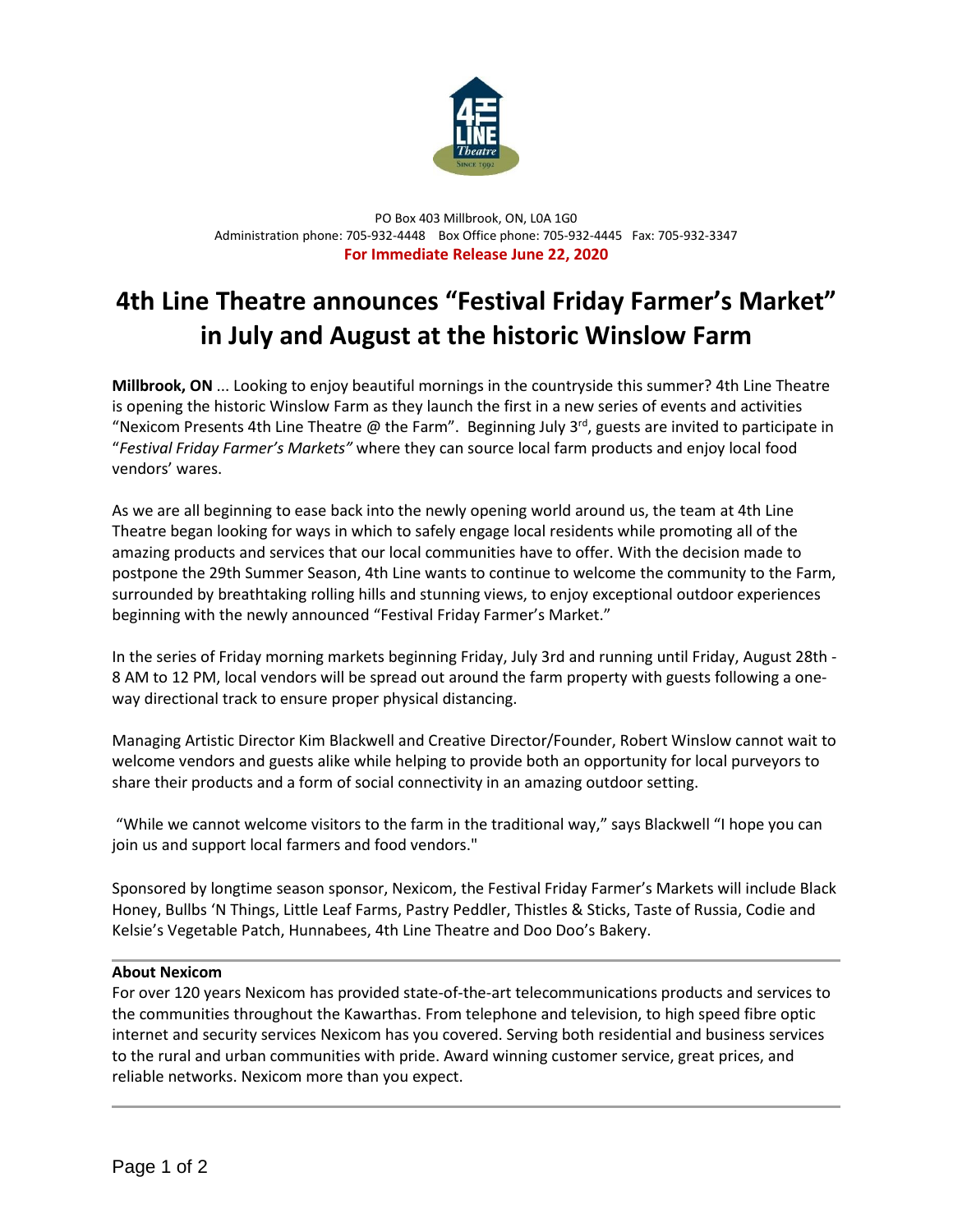PO Box 403 Millbrook, ON, L0A 1G0
Administration phone: 705-932-4448   Box Office phone: 705-932-4445   Fax: 705-932-3347

**For Immediate Release June 22, 2020**

# 4th Line Theatre announces "Festival Friday Farmer's Market" in July and August at the historic Winslow Farm

**Millbrook, ON** ... Looking to enjoy beautiful mornings in the countryside this summer? 4th Line Theatre is opening the historic Winslow Farm as they launch the first in a new series of events and activities "Nexicom Presents 4th Line Theatre @ the Farm". Beginning July 3rd, guests are invited to participate in "*Festival Friday Farmer's Markets"* where they can source local farm products and enjoy local food vendors' wares.

As we are all beginning to ease back into the newly opening world around us, the team at 4th Line Theatre began looking for ways in which to safely engage local residents while promoting all of the amazing products and services that our local communities have to offer. With the decision made to postpone the 29th Summer Season, 4th Line wants to continue to welcome the community to the Farm, surrounded by breathtaking rolling hills and stunning views, to enjoy exceptional outdoor experiences beginning with the newly announced "Festival Friday Farmer's Market."

In the series of Friday morning markets beginning Friday, July 3rd and running until Friday, August 28th - 8 AM to 12 PM, local vendors will be spread out around the farm property with guests following a one-way directional track to ensure proper physical distancing.

Managing Artistic Director Kim Blackwell and Creative Director/Founder, Robert Winslow cannot wait to welcome vendors and guests alike while helping to provide both an opportunity for local purveyors to share their products and a form of social connectivity in an amazing outdoor setting.

"While we cannot welcome visitors to the farm in the traditional way," says Blackwell "I hope you can join us and support local farmers and food vendors."

Sponsored by longtime season sponsor, Nexicom, the Festival Friday Farmer's Markets will include Black Honey, Bullbs 'N Things, Little Leaf Farms, Pastry Peddler, Thistles & Sticks, Taste of Russia, Codie and Kelsie's Vegetable Patch, Hunnabees, 4th Line Theatre and Doo Doo's Bakery.

**About Nexicom**

For over 120 years Nexicom has provided state-of-the-art telecommunications products and services to the communities throughout the Kawarthas. From telephone and television, to high speed fibre optic internet and security services Nexicom has you covered. Serving both residential and business services to the rural and urban communities with pride. Award winning customer service, great prices, and reliable networks. Nexicom more than you expect.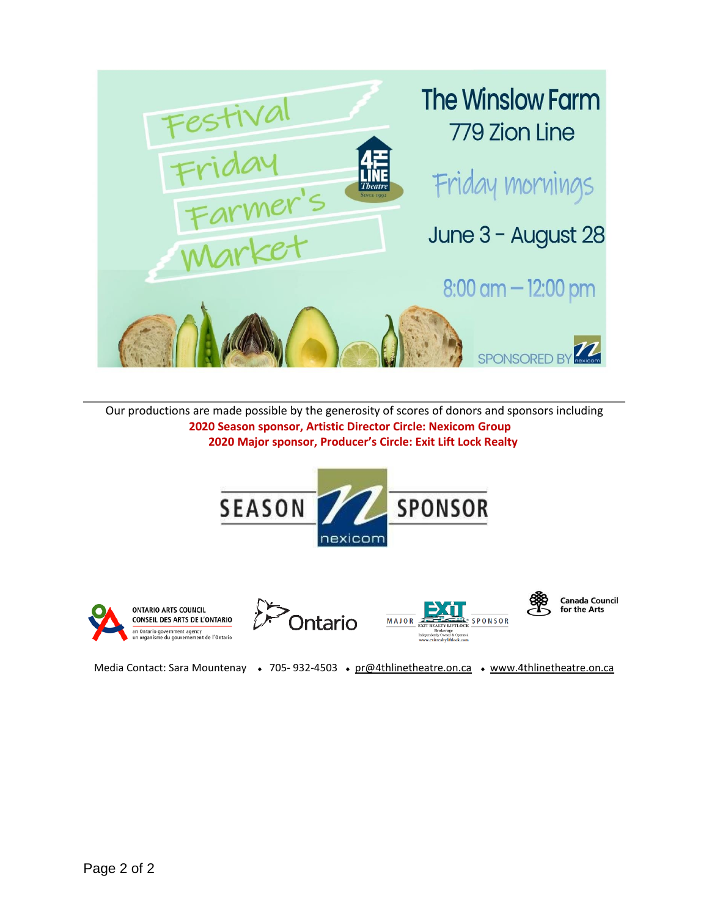Festival Friday Farmer's Market

The Winslow Farm
779 Zion Line

Friday mornings

June 3 - August 28

8:00 am – 12:00 pm

SPONSORED BY nexicom

---

Our productions are made possible by the generosity of scores of donors and sponsors including

**2020 Season sponsor, Artistic Director Circle: Nexicom Group**

**2020 Major sponsor, Producer's Circle: Exit Lift Lock Realty**

SEASON nexicom SPONSOR

ONTARIO ARTS COUNCIL
CONSEIL DES ARTS DE L'ONTARIO
an Ontario government agency
un organisme du gouvernement de l'Ontario

Ontario

MAJOR EXIT SPONSOR
EXIT REALTY LIFTLOCK
Brokerage
Independently Owned & Operated
www.exitrealtyliftlock.com

Canada Council for the Arts

Media Contact: Sara Mountenay ⬩ 705- 932-4503 ⬩ pr@4thlinetheatre.on.ca ⬩ www.4thlinetheatre.on.ca